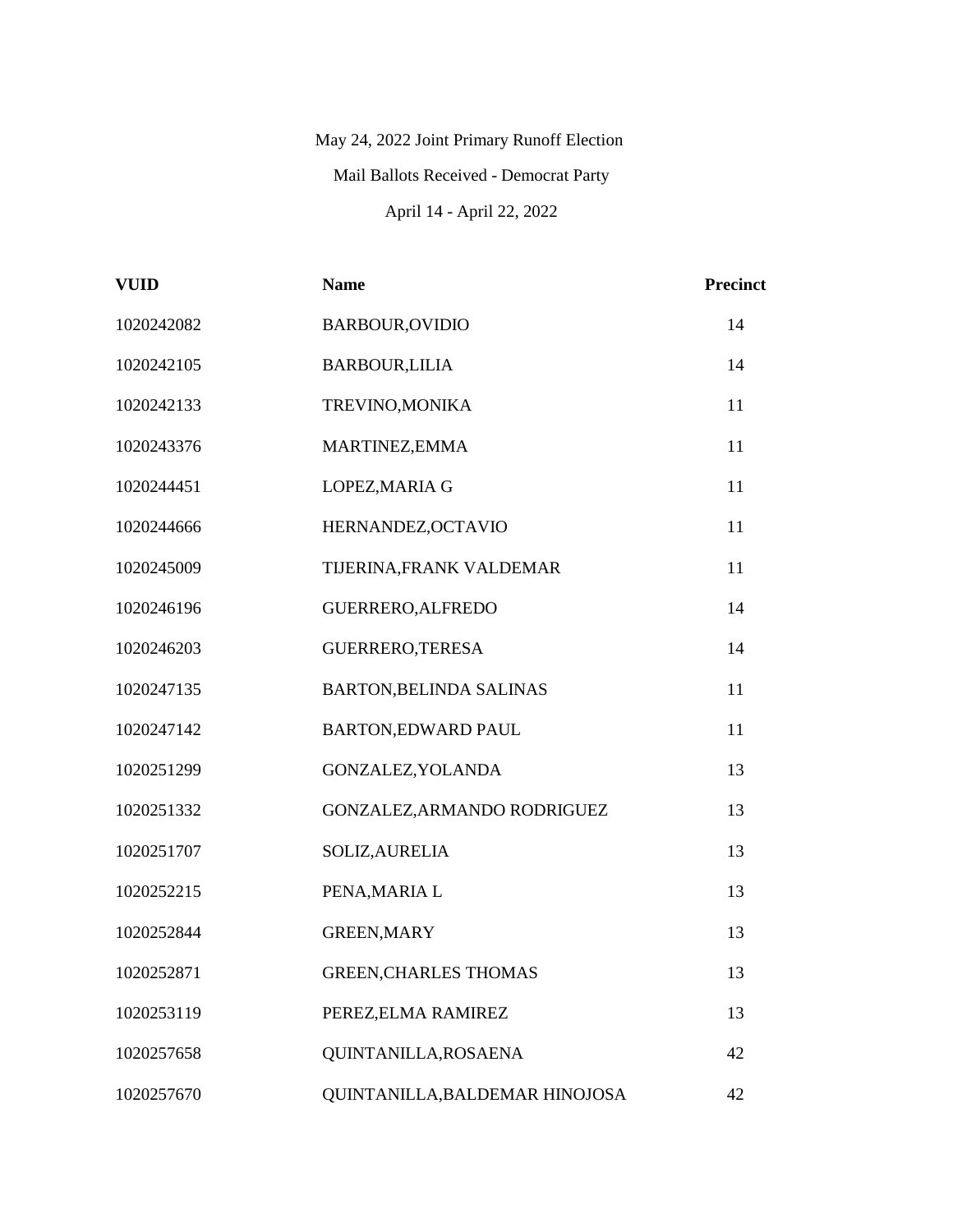May 24, 2022 Joint Primary Runoff Election

Mail Ballots Received - Democrat Party

April 14 - April 22, 2022

| VUID | Name | Precinct |
| --- | --- | --- |
| 1020242082 | BARBOUR,OVIDIO | 14 |
| 1020242105 | BARBOUR,LILIA | 14 |
| 1020242133 | TREVINO,MONIKA | 11 |
| 1020243376 | MARTINEZ,EMMA | 11 |
| 1020244451 | LOPEZ,MARIA G | 11 |
| 1020244666 | HERNANDEZ,OCTAVIO | 11 |
| 1020245009 | TIJERINA,FRANK VALDEMAR | 11 |
| 1020246196 | GUERRERO,ALFREDO | 14 |
| 1020246203 | GUERRERO,TERESA | 14 |
| 1020247135 | BARTON,BELINDA SALINAS | 11 |
| 1020247142 | BARTON,EDWARD PAUL | 11 |
| 1020251299 | GONZALEZ,YOLANDA | 13 |
| 1020251332 | GONZALEZ,ARMANDO RODRIGUEZ | 13 |
| 1020251707 | SOLIZ,AURELIA | 13 |
| 1020252215 | PENA,MARIA L | 13 |
| 1020252844 | GREEN,MARY | 13 |
| 1020252871 | GREEN,CHARLES THOMAS | 13 |
| 1020253119 | PEREZ,ELMA RAMIREZ | 13 |
| 1020257658 | QUINTANILLA,ROSAENA | 42 |
| 1020257670 | QUINTANILLA,BALDEMAR HINOJOSA | 42 |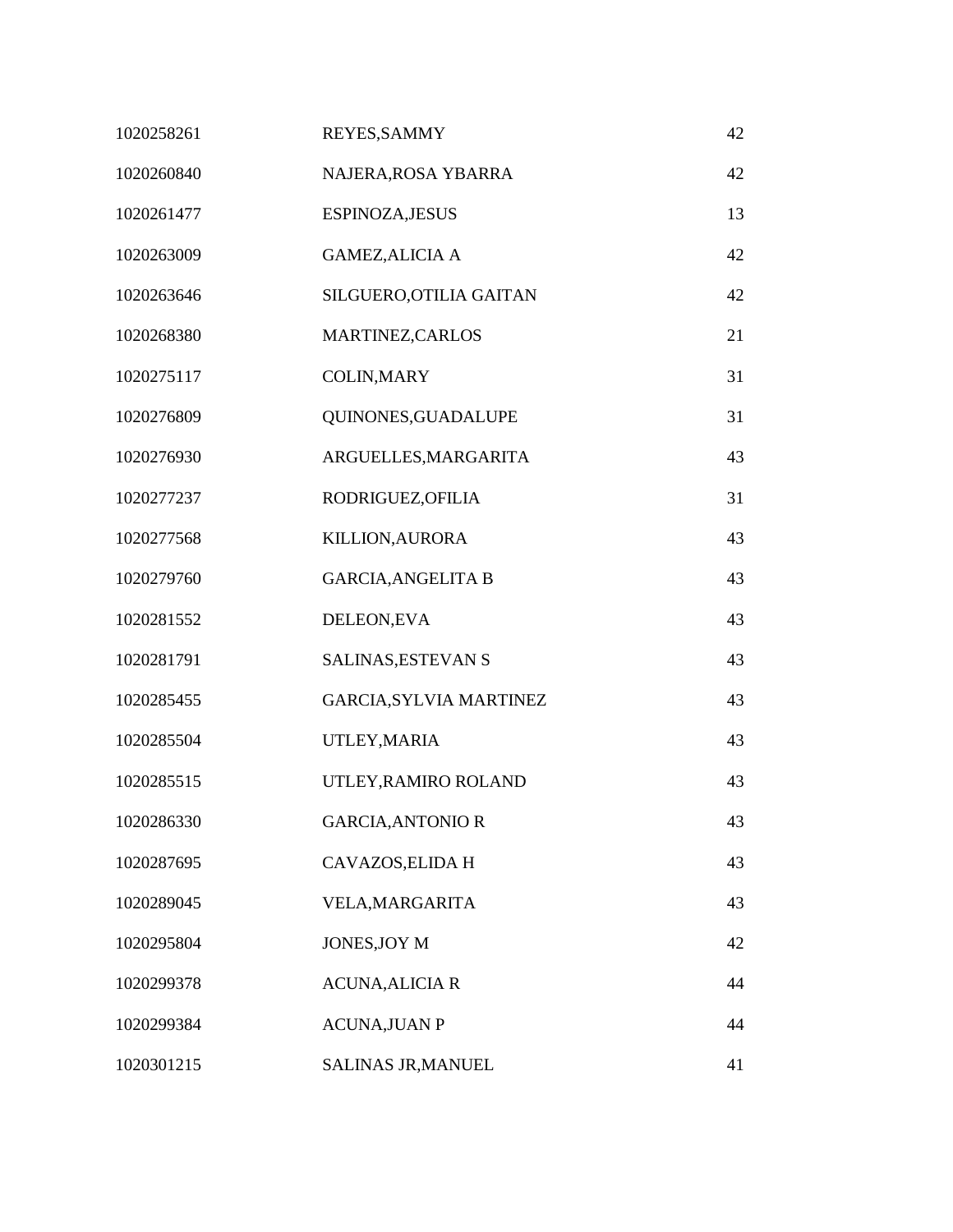| | | |
|---|---|---|
| 1020258261 | REYES,SAMMY | 42 |
| 1020260840 | NAJERA,ROSA YBARRA | 42 |
| 1020261477 | ESPINOZA,JESUS | 13 |
| 1020263009 | GAMEZ,ALICIA A | 42 |
| 1020263646 | SILGUERO,OTILIA GAITAN | 42 |
| 1020268380 | MARTINEZ,CARLOS | 21 |
| 1020275117 | COLIN,MARY | 31 |
| 1020276809 | QUINONES,GUADALUPE | 31 |
| 1020276930 | ARGUELLES,MARGARITA | 43 |
| 1020277237 | RODRIGUEZ,OFILIA | 31 |
| 1020277568 | KILLION,AURORA | 43 |
| 1020279760 | GARCIA,ANGELITA B | 43 |
| 1020281552 | DELEON,EVA | 43 |
| 1020281791 | SALINAS,ESTEVAN S | 43 |
| 1020285455 | GARCIA,SYLVIA MARTINEZ | 43 |
| 1020285504 | UTLEY,MARIA | 43 |
| 1020285515 | UTLEY,RAMIRO ROLAND | 43 |
| 1020286330 | GARCIA,ANTONIO R | 43 |
| 1020287695 | CAVAZOS,ELIDA H | 43 |
| 1020289045 | VELA,MARGARITA | 43 |
| 1020295804 | JONES,JOY M | 42 |
| 1020299378 | ACUNA,ALICIA R | 44 |
| 1020299384 | ACUNA,JUAN P | 44 |
| 1020301215 | SALINAS JR,MANUEL | 41 |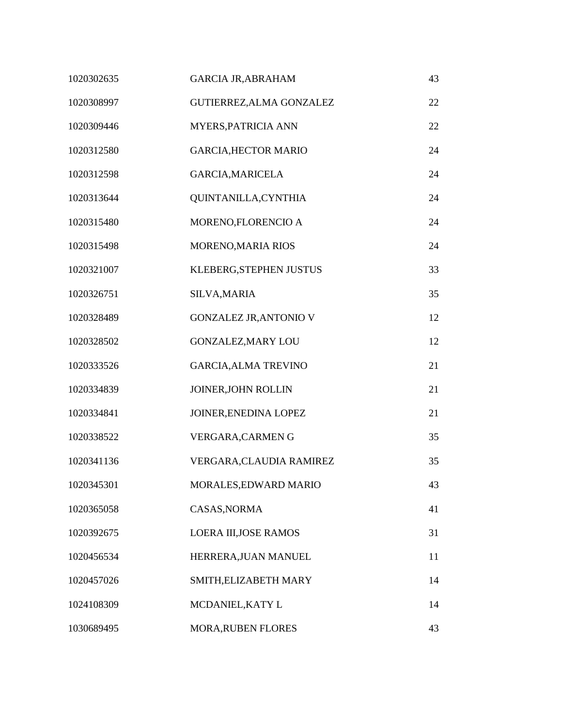| | | |
|---|---|---|
| 1020302635 | GARCIA JR,ABRAHAM | 43 |
| 1020308997 | GUTIERREZ,ALMA GONZALEZ | 22 |
| 1020309446 | MYERS,PATRICIA ANN | 22 |
| 1020312580 | GARCIA,HECTOR MARIO | 24 |
| 1020312598 | GARCIA,MARICELA | 24 |
| 1020313644 | QUINTANILLA,CYNTHIA | 24 |
| 1020315480 | MORENO,FLORENCIO A | 24 |
| 1020315498 | MORENO,MARIA RIOS | 24 |
| 1020321007 | KLEBERG,STEPHEN JUSTUS | 33 |
| 1020326751 | SILVA,MARIA | 35 |
| 1020328489 | GONZALEZ JR,ANTONIO V | 12 |
| 1020328502 | GONZALEZ,MARY LOU | 12 |
| 1020333526 | GARCIA,ALMA TREVINO | 21 |
| 1020334839 | JOINER,JOHN ROLLIN | 21 |
| 1020334841 | JOINER,ENEDINA LOPEZ | 21 |
| 1020338522 | VERGARA,CARMEN G | 35 |
| 1020341136 | VERGARA,CLAUDIA RAMIREZ | 35 |
| 1020345301 | MORALES,EDWARD MARIO | 43 |
| 1020365058 | CASAS,NORMA | 41 |
| 1020392675 | LOERA III,JOSE RAMOS | 31 |
| 1020456534 | HERRERA,JUAN MANUEL | 11 |
| 1020457026 | SMITH,ELIZABETH MARY | 14 |
| 1024108309 | MCDANIEL,KATY L | 14 |
| 1030689495 | MORA,RUBEN FLORES | 43 |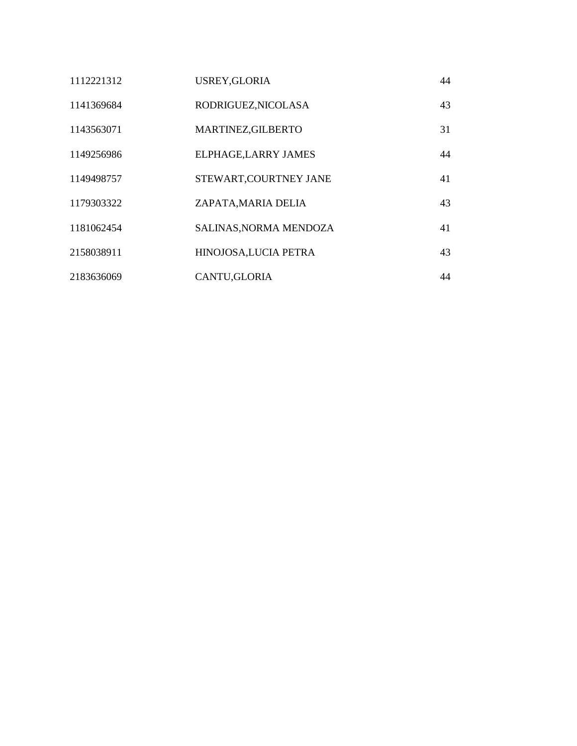| | | |
|---|---|---|
| 1112221312 | USREY,GLORIA | 44 |
| 1141369684 | RODRIGUEZ,NICOLASA | 43 |
| 1143563071 | MARTINEZ,GILBERTO | 31 |
| 1149256986 | ELPHAGE,LARRY JAMES | 44 |
| 1149498757 | STEWART,COURTNEY JANE | 41 |
| 1179303322 | ZAPATA,MARIA DELIA | 43 |
| 1181062454 | SALINAS,NORMA MENDOZA | 41 |
| 2158038911 | HINOJOSA,LUCIA PETRA | 43 |
| 2183636069 | CANTU,GLORIA | 44 |